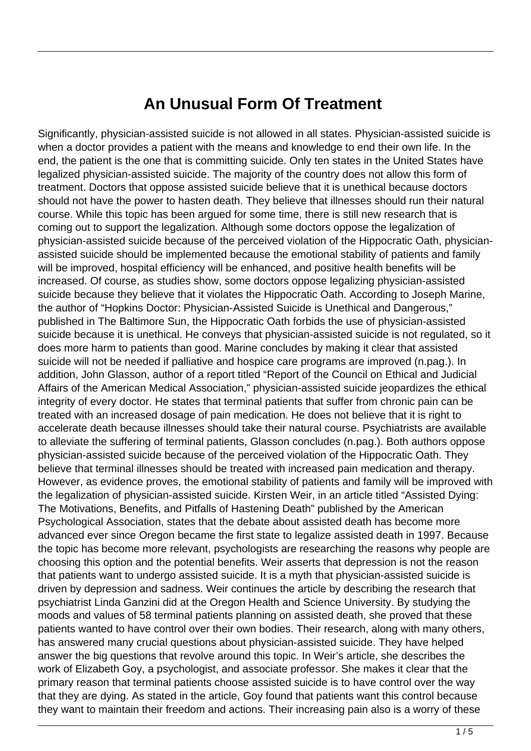# An Unusual Form Of Treatment

Significantly, physician-assisted suicide is not allowed in all states. Physician-assisted suicide is when a doctor provides a patient with the means and knowledge to end their own life. In the end, the patient is the one that is committing suicide. Only ten states in the United States have legalized physician-assisted suicide. The majority of the country does not allow this form of treatment. Doctors that oppose assisted suicide believe that it is unethical because doctors should not have the power to hasten death. They believe that illnesses should run their natural course. While this topic has been argued for some time, there is still new research that is coming out to support the legalization. Although some doctors oppose the legalization of physician-assisted suicide because of the perceived violation of the Hippocratic Oath, physician-assisted suicide should be implemented because the emotional stability of patients and family will be improved, hospital efficiency will be enhanced, and positive health benefits will be increased. Of course, as studies show, some doctors oppose legalizing physician-assisted suicide because they believe that it violates the Hippocratic Oath. According to Joseph Marine, the author of "Hopkins Doctor: Physician-Assisted Suicide is Unethical and Dangerous," published in The Baltimore Sun, the Hippocratic Oath forbids the use of physician-assisted suicide because it is unethical. He conveys that physician-assisted suicide is not regulated, so it does more harm to patients than good. Marine concludes by making it clear that assisted suicide will not be needed if palliative and hospice care programs are improved (n.pag.). In addition, John Glasson, author of a report titled "Report of the Council on Ethical and Judicial Affairs of the American Medical Association," physician-assisted suicide jeopardizes the ethical integrity of every doctor. He states that terminal patients that suffer from chronic pain can be treated with an increased dosage of pain medication. He does not believe that it is right to accelerate death because illnesses should take their natural course. Psychiatrists are available to alleviate the suffering of terminal patients, Glasson concludes (n.pag.). Both authors oppose physician-assisted suicide because of the perceived violation of the Hippocratic Oath. They believe that terminal illnesses should be treated with increased pain medication and therapy. However, as evidence proves, the emotional stability of patients and family will be improved with the legalization of physician-assisted suicide. Kirsten Weir, in an article titled "Assisted Dying: The Motivations, Benefits, and Pitfalls of Hastening Death" published by the American Psychological Association, states that the debate about assisted death has become more advanced ever since Oregon became the first state to legalize assisted death in 1997. Because the topic has become more relevant, psychologists are researching the reasons why people are choosing this option and the potential benefits. Weir asserts that depression is not the reason that patients want to undergo assisted suicide. It is a myth that physician-assisted suicide is driven by depression and sadness. Weir continues the article by describing the research that psychiatrist Linda Ganzini did at the Oregon Health and Science University. By studying the moods and values of 58 terminal patients planning on assisted death, she proved that these patients wanted to have control over their own bodies. Their research, along with many others, has answered many crucial questions about physician-assisted suicide. They have helped answer the big questions that revolve around this topic. In Weir's article, she describes the work of Elizabeth Goy, a psychologist, and associate professor. She makes it clear that the primary reason that terminal patients choose assisted suicide is to have control over the way that they are dying. As stated in the article, Goy found that patients want this control because they want to maintain their freedom and actions. Their increasing pain also is a worry of these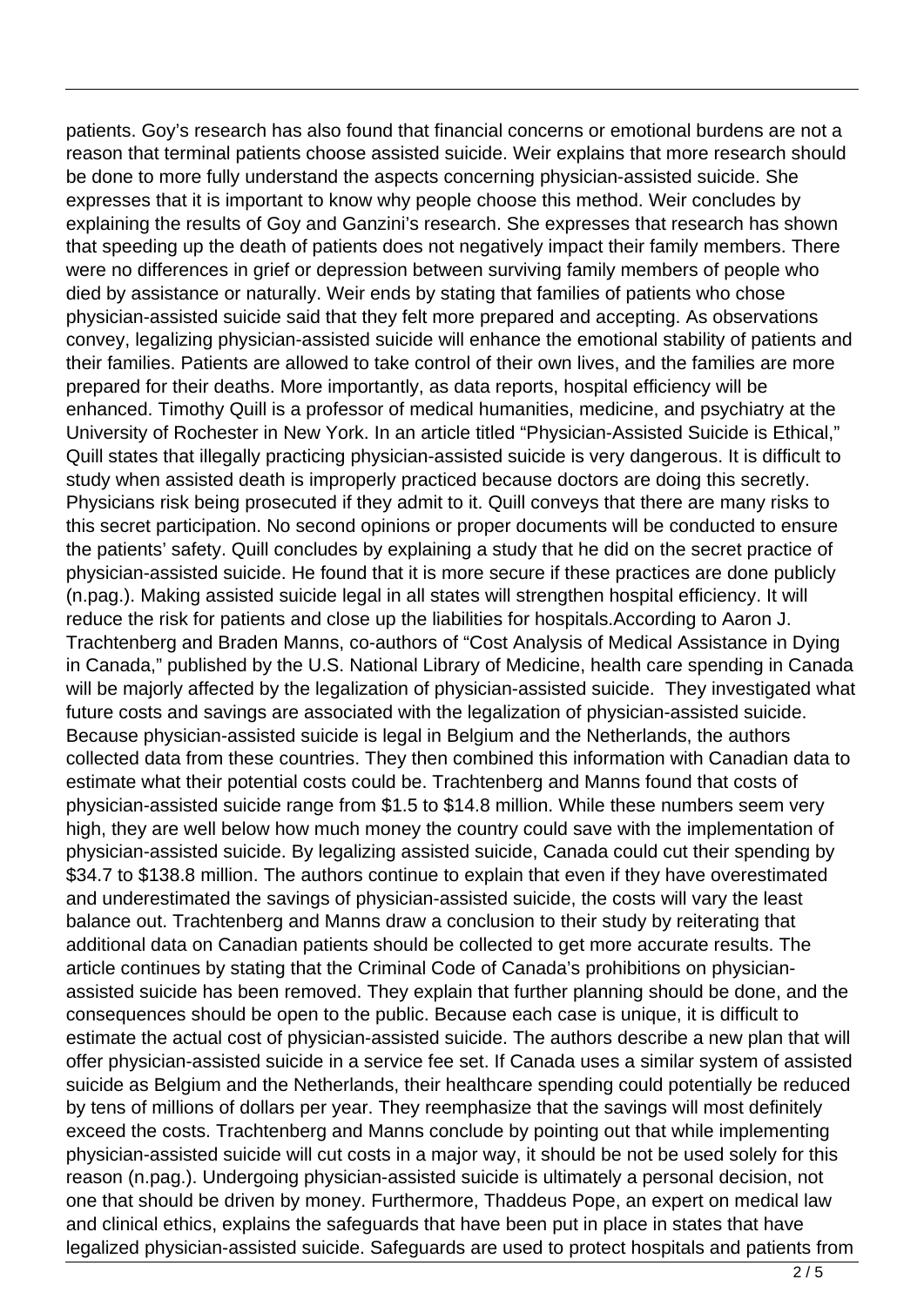patients. Goy's research has also found that financial concerns or emotional burdens are not a reason that terminal patients choose assisted suicide. Weir explains that more research should be done to more fully understand the aspects concerning physician-assisted suicide. She expresses that it is important to know why people choose this method. Weir concludes by explaining the results of Goy and Ganzini's research. She expresses that research has shown that speeding up the death of patients does not negatively impact their family members. There were no differences in grief or depression between surviving family members of people who died by assistance or naturally. Weir ends by stating that families of patients who chose physician-assisted suicide said that they felt more prepared and accepting. As observations convey, legalizing physician-assisted suicide will enhance the emotional stability of patients and their families. Patients are allowed to take control of their own lives, and the families are more prepared for their deaths. More importantly, as data reports, hospital efficiency will be enhanced. Timothy Quill is a professor of medical humanities, medicine, and psychiatry at the University of Rochester in New York. In an article titled "Physician-Assisted Suicide is Ethical," Quill states that illegally practicing physician-assisted suicide is very dangerous. It is difficult to study when assisted death is improperly practiced because doctors are doing this secretly. Physicians risk being prosecuted if they admit to it. Quill conveys that there are many risks to this secret participation. No second opinions or proper documents will be conducted to ensure the patients' safety. Quill concludes by explaining a study that he did on the secret practice of physician-assisted suicide. He found that it is more secure if these practices are done publicly (n.pag.). Making assisted suicide legal in all states will strengthen hospital efficiency. It will reduce the risk for patients and close up the liabilities for hospitals.According to Aaron J. Trachtenberg and Braden Manns, co-authors of "Cost Analysis of Medical Assistance in Dying in Canada," published by the U.S. National Library of Medicine, health care spending in Canada will be majorly affected by the legalization of physician-assisted suicide. They investigated what future costs and savings are associated with the legalization of physician-assisted suicide. Because physician-assisted suicide is legal in Belgium and the Netherlands, the authors collected data from these countries. They then combined this information with Canadian data to estimate what their potential costs could be. Trachtenberg and Manns found that costs of physician-assisted suicide range from $1.5 to $14.8 million. While these numbers seem very high, they are well below how much money the country could save with the implementation of physician-assisted suicide. By legalizing assisted suicide, Canada could cut their spending by $34.7 to $138.8 million. The authors continue to explain that even if they have overestimated and underestimated the savings of physician-assisted suicide, the costs will vary the least balance out. Trachtenberg and Manns draw a conclusion to their study by reiterating that additional data on Canadian patients should be collected to get more accurate results. The article continues by stating that the Criminal Code of Canada's prohibitions on physician-assisted suicide has been removed. They explain that further planning should be done, and the consequences should be open to the public. Because each case is unique, it is difficult to estimate the actual cost of physician-assisted suicide. The authors describe a new plan that will offer physician-assisted suicide in a service fee set. If Canada uses a similar system of assisted suicide as Belgium and the Netherlands, their healthcare spending could potentially be reduced by tens of millions of dollars per year. They reemphasize that the savings will most definitely exceed the costs. Trachtenberg and Manns conclude by pointing out that while implementing physician-assisted suicide will cut costs in a major way, it should be not be used solely for this reason (n.pag.). Undergoing physician-assisted suicide is ultimately a personal decision, not one that should be driven by money. Furthermore, Thaddeus Pope, an expert on medical law and clinical ethics, explains the safeguards that have been put in place in states that have legalized physician-assisted suicide. Safeguards are used to protect hospitals and patients from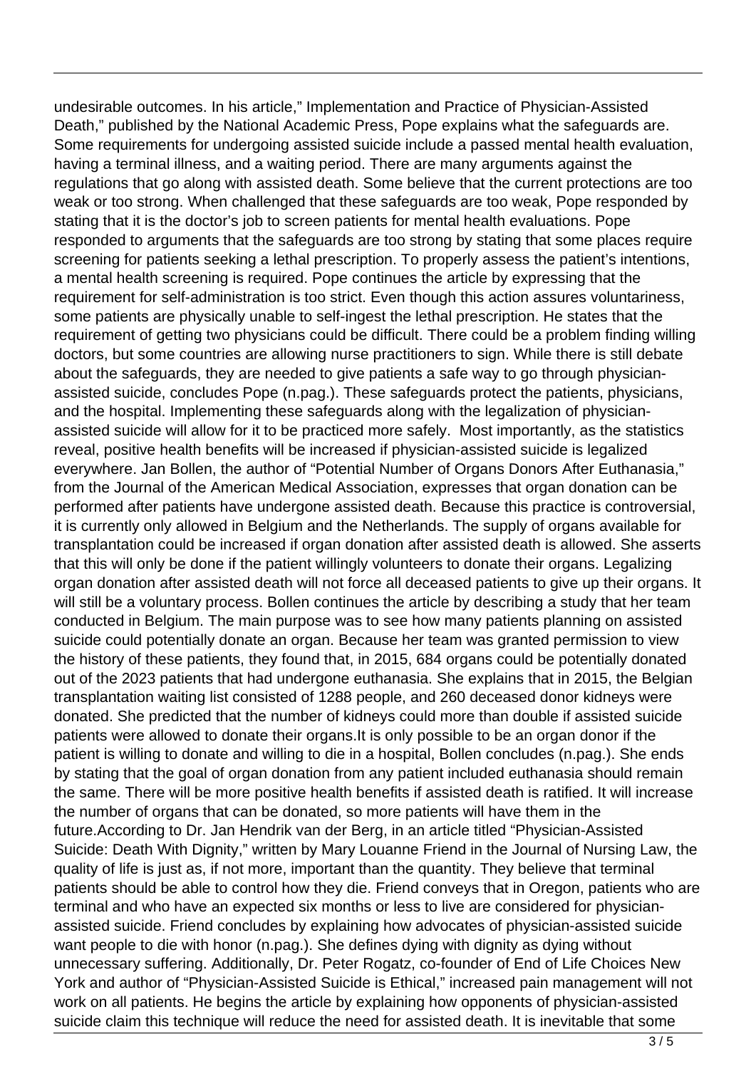undesirable outcomes. In his article," Implementation and Practice of Physician-Assisted Death," published by the National Academic Press, Pope explains what the safeguards are. Some requirements for undergoing assisted suicide include a passed mental health evaluation, having a terminal illness, and a waiting period. There are many arguments against the regulations that go along with assisted death. Some believe that the current protections are too weak or too strong. When challenged that these safeguards are too weak, Pope responded by stating that it is the doctor's job to screen patients for mental health evaluations. Pope responded to arguments that the safeguards are too strong by stating that some places require screening for patients seeking a lethal prescription. To properly assess the patient's intentions, a mental health screening is required. Pope continues the article by expressing that the requirement for self-administration is too strict. Even though this action assures voluntariness, some patients are physically unable to self-ingest the lethal prescription. He states that the requirement of getting two physicians could be difficult. There could be a problem finding willing doctors, but some countries are allowing nurse practitioners to sign. While there is still debate about the safeguards, they are needed to give patients a safe way to go through physician-assisted suicide, concludes Pope (n.pag.). These safeguards protect the patients, physicians, and the hospital. Implementing these safeguards along with the legalization of physician-assisted suicide will allow for it to be practiced more safely. Most importantly, as the statistics reveal, positive health benefits will be increased if physician-assisted suicide is legalized everywhere. Jan Bollen, the author of "Potential Number of Organs Donors After Euthanasia," from the Journal of the American Medical Association, expresses that organ donation can be performed after patients have undergone assisted death. Because this practice is controversial, it is currently only allowed in Belgium and the Netherlands. The supply of organs available for transplantation could be increased if organ donation after assisted death is allowed. She asserts that this will only be done if the patient willingly volunteers to donate their organs. Legalizing organ donation after assisted death will not force all deceased patients to give up their organs. It will still be a voluntary process. Bollen continues the article by describing a study that her team conducted in Belgium. The main purpose was to see how many patients planning on assisted suicide could potentially donate an organ. Because her team was granted permission to view the history of these patients, they found that, in 2015, 684 organs could be potentially donated out of the 2023 patients that had undergone euthanasia. She explains that in 2015, the Belgian transplantation waiting list consisted of 1288 people, and 260 deceased donor kidneys were donated. She predicted that the number of kidneys could more than double if assisted suicide patients were allowed to donate their organs.It is only possible to be an organ donor if the patient is willing to donate and willing to die in a hospital, Bollen concludes (n.pag.). She ends by stating that the goal of organ donation from any patient included euthanasia should remain the same. There will be more positive health benefits if assisted death is ratified. It will increase the number of organs that can be donated, so more patients will have them in the future.According to Dr. Jan Hendrik van der Berg, in an article titled "Physician-Assisted Suicide: Death With Dignity," written by Mary Louanne Friend in the Journal of Nursing Law, the quality of life is just as, if not more, important than the quantity. They believe that terminal patients should be able to control how they die. Friend conveys that in Oregon, patients who are terminal and who have an expected six months or less to live are considered for physician-assisted suicide. Friend concludes by explaining how advocates of physician-assisted suicide want people to die with honor (n.pag.). She defines dying with dignity as dying without unnecessary suffering. Additionally, Dr. Peter Rogatz, co-founder of End of Life Choices New York and author of "Physician-Assisted Suicide is Ethical," increased pain management will not work on all patients. He begins the article by explaining how opponents of physician-assisted suicide claim this technique will reduce the need for assisted death. It is inevitable that some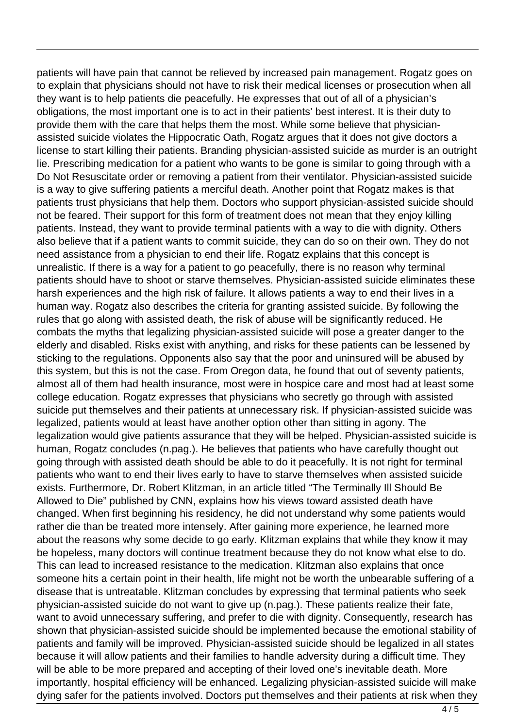patients will have pain that cannot be relieved by increased pain management. Rogatz goes on to explain that physicians should not have to risk their medical licenses or prosecution when all they want is to help patients die peacefully. He expresses that out of all of a physician's obligations, the most important one is to act in their patients' best interest. It is their duty to provide them with the care that helps them the most. While some believe that physician-assisted suicide violates the Hippocratic Oath, Rogatz argues that it does not give doctors a license to start killing their patients. Branding physician-assisted suicide as murder is an outright lie. Prescribing medication for a patient who wants to be gone is similar to going through with a Do Not Resuscitate order or removing a patient from their ventilator. Physician-assisted suicide is a way to give suffering patients a merciful death. Another point that Rogatz makes is that patients trust physicians that help them. Doctors who support physician-assisted suicide should not be feared. Their support for this form of treatment does not mean that they enjoy killing patients. Instead, they want to provide terminal patients with a way to die with dignity. Others also believe that if a patient wants to commit suicide, they can do so on their own. They do not need assistance from a physician to end their life. Rogatz explains that this concept is unrealistic. If there is a way for a patient to go peacefully, there is no reason why terminal patients should have to shoot or starve themselves. Physician-assisted suicide eliminates these harsh experiences and the high risk of failure. It allows patients a way to end their lives in a human way. Rogatz also describes the criteria for granting assisted suicide. By following the rules that go along with assisted death, the risk of abuse will be significantly reduced. He combats the myths that legalizing physician-assisted suicide will pose a greater danger to the elderly and disabled. Risks exist with anything, and risks for these patients can be lessened by sticking to the regulations. Opponents also say that the poor and uninsured will be abused by this system, but this is not the case. From Oregon data, he found that out of seventy patients, almost all of them had health insurance, most were in hospice care and most had at least some college education. Rogatz expresses that physicians who secretly go through with assisted suicide put themselves and their patients at unnecessary risk. If physician-assisted suicide was legalized, patients would at least have another option other than sitting in agony. The legalization would give patients assurance that they will be helped. Physician-assisted suicide is human, Rogatz concludes (n.pag.). He believes that patients who have carefully thought out going through with assisted death should be able to do it peacefully. It is not right for terminal patients who want to end their lives early to have to starve themselves when assisted suicide exists. Furthermore, Dr. Robert Klitzman, in an article titled "The Terminally Ill Should Be Allowed to Die" published by CNN, explains how his views toward assisted death have changed. When first beginning his residency, he did not understand why some patients would rather die than be treated more intensely. After gaining more experience, he learned more about the reasons why some decide to go early. Klitzman explains that while they know it may be hopeless, many doctors will continue treatment because they do not know what else to do. This can lead to increased resistance to the medication. Klitzman also explains that once someone hits a certain point in their health, life might not be worth the unbearable suffering of a disease that is untreatable. Klitzman concludes by expressing that terminal patients who seek physician-assisted suicide do not want to give up (n.pag.). These patients realize their fate, want to avoid unnecessary suffering, and prefer to die with dignity. Consequently, research has shown that physician-assisted suicide should be implemented because the emotional stability of patients and family will be improved. Physician-assisted suicide should be legalized in all states because it will allow patients and their families to handle adversity during a difficult time. They will be able to be more prepared and accepting of their loved one's inevitable death. More importantly, hospital efficiency will be enhanced. Legalizing physician-assisted suicide will make dying safer for the patients involved. Doctors put themselves and their patients at risk when they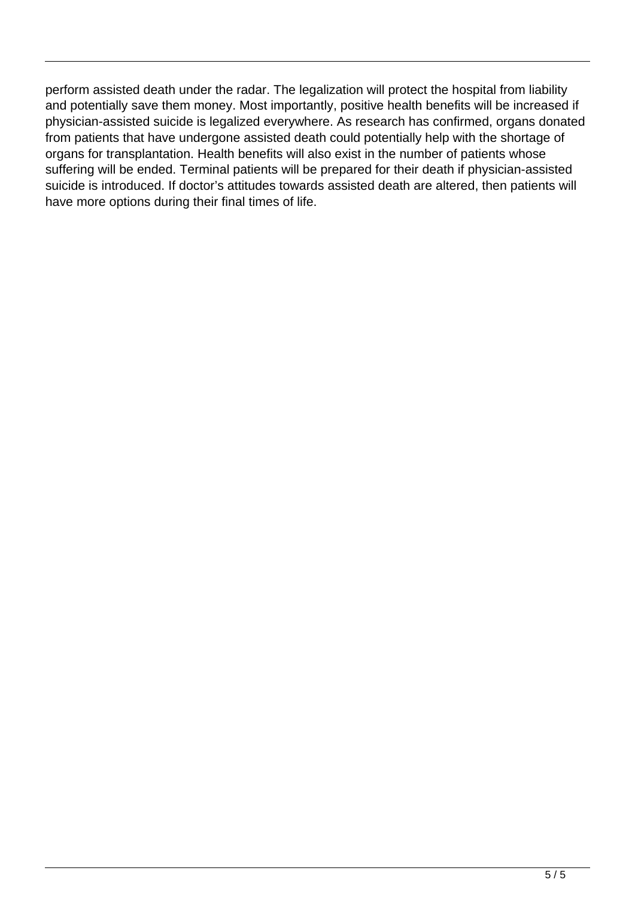perform assisted death under the radar. The legalization will protect the hospital from liability and potentially save them money. Most importantly, positive health benefits will be increased if physician-assisted suicide is legalized everywhere. As research has confirmed, organs donated from patients that have undergone assisted death could potentially help with the shortage of organs for transplantation. Health benefits will also exist in the number of patients whose suffering will be ended. Terminal patients will be prepared for their death if physician-assisted suicide is introduced. If doctor's attitudes towards assisted death are altered, then patients will have more options during their final times of life.